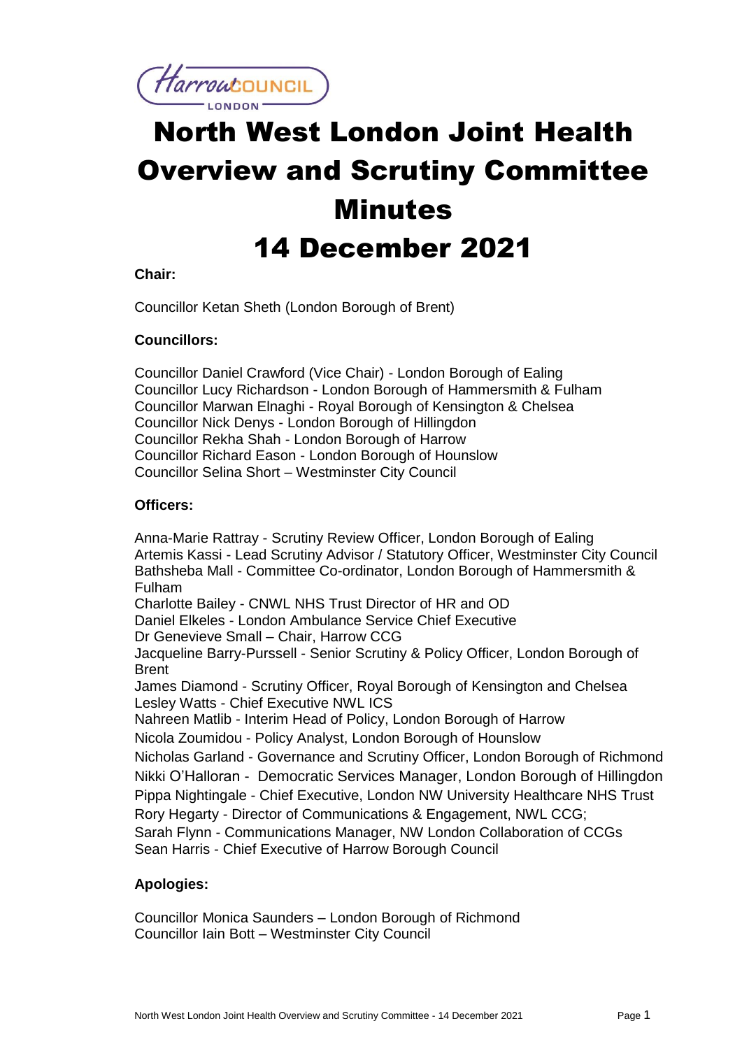HarrowCOUNCIL LONDON

# North West London Joint Health Overview and Scrutiny Committee Minutes

# 14 December 2021

**Chair:**

Councillor Ketan Sheth (London Borough of Brent)

**Councillors:**

Councillor Daniel Crawford (Vice Chair) - London Borough of Ealing
Councillor Lucy Richardson - London Borough of Hammersmith & Fulham
Councillor Marwan Elnaghi - Royal Borough of Kensington & Chelsea
Councillor Nick Denys - London Borough of Hillingdon
Councillor Rekha Shah - London Borough of Harrow
Councillor Richard Eason - London Borough of Hounslow
Councillor Selina Short – Westminster City Council

**Officers:**

Anna-Marie Rattray - Scrutiny Review Officer, London Borough of Ealing
Artemis Kassi - Lead Scrutiny Advisor / Statutory Officer, Westminster City Council
Bathsheba Mall - Committee Co-ordinator, London Borough of Hammersmith & Fulham
Charlotte Bailey - CNWL NHS Trust Director of HR and OD
Daniel Elkeles - London Ambulance Service Chief Executive
Dr Genevieve Small – Chair, Harrow CCG
Jacqueline Barry-Purssell - Senior Scrutiny & Policy Officer, London Borough of Brent
James Diamond - Scrutiny Officer, Royal Borough of Kensington and Chelsea
Lesley Watts - Chief Executive NWL ICS
Nahreen Matlib - Interim Head of Policy, London Borough of Harrow
Nicola Zoumidou - Policy Analyst, London Borough of Hounslow
Nicholas Garland - Governance and Scrutiny Officer, London Borough of Richmond
Nikki O'Halloran - Democratic Services Manager, London Borough of Hillingdon
Pippa Nightingale - Chief Executive, London NW University Healthcare NHS Trust
Rory Hegarty - Director of Communications & Engagement, NWL CCG;
Sarah Flynn - Communications Manager, NW London Collaboration of CCGs
Sean Harris - Chief Executive of Harrow Borough Council

**Apologies:**

Councillor Monica Saunders – London Borough of Richmond
Councillor Iain Bott – Westminster City Council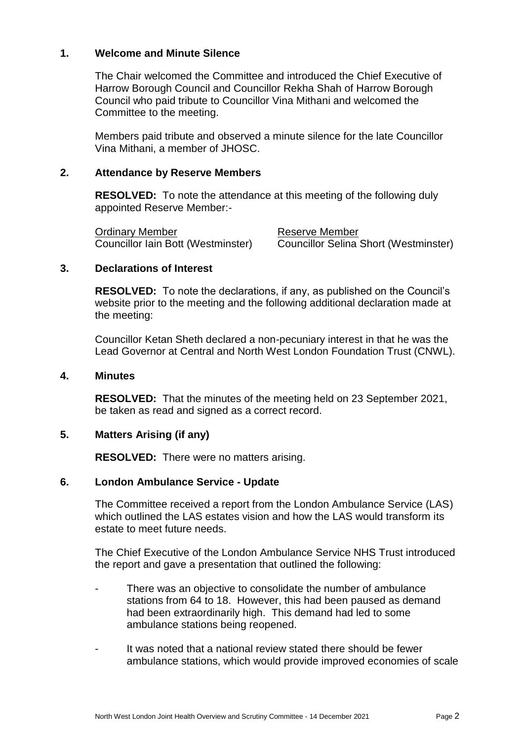## 1. Welcome and Minute Silence

The Chair welcomed the Committee and introduced the Chief Executive of Harrow Borough Council and Councillor Rekha Shah of Harrow Borough Council who paid tribute to Councillor Vina Mithani and welcomed the Committee to the meeting.

Members paid tribute and observed a minute silence for the late Councillor Vina Mithani, a member of JHOSC.

## 2. Attendance by Reserve Members

**RESOLVED:** To note the attendance at this meeting of the following duly appointed Reserve Member:-

| Ordinary Member | Reserve Member |
|---|---|
| Councillor Iain Bott (Westminster) | Councillor Selina Short (Westminster) |

## 3. Declarations of Interest

**RESOLVED:** To note the declarations, if any, as published on the Council's website prior to the meeting and the following additional declaration made at the meeting:

Councillor Ketan Sheth declared a non-pecuniary interest in that he was the Lead Governor at Central and North West London Foundation Trust (CNWL).

## 4. Minutes

**RESOLVED:** That the minutes of the meeting held on 23 September 2021, be taken as read and signed as a correct record.

## 5. Matters Arising (if any)

**RESOLVED:** There were no matters arising.

## 6. London Ambulance Service - Update

The Committee received a report from the London Ambulance Service (LAS) which outlined the LAS estates vision and how the LAS would transform its estate to meet future needs.

The Chief Executive of the London Ambulance Service NHS Trust introduced the report and gave a presentation that outlined the following:

- There was an objective to consolidate the number of ambulance stations from 64 to 18. However, this had been paused as demand had been extraordinarily high. This demand had led to some ambulance stations being reopened.

- It was noted that a national review stated there should be fewer ambulance stations, which would provide improved economies of scale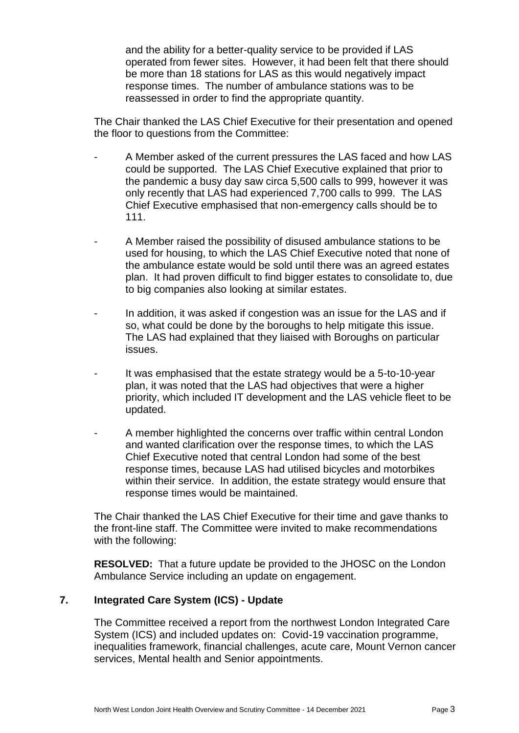and the ability for a better-quality service to be provided if LAS operated from fewer sites. However, it had been felt that there should be more than 18 stations for LAS as this would negatively impact response times. The number of ambulance stations was to be reassessed in order to find the appropriate quantity.

The Chair thanked the LAS Chief Executive for their presentation and opened the floor to questions from the Committee:

- A Member asked of the current pressures the LAS faced and how LAS could be supported. The LAS Chief Executive explained that prior to the pandemic a busy day saw circa 5,500 calls to 999, however it was only recently that LAS had experienced 7,700 calls to 999. The LAS Chief Executive emphasised that non-emergency calls should be to 111.
- A Member raised the possibility of disused ambulance stations to be used for housing, to which the LAS Chief Executive noted that none of the ambulance estate would be sold until there was an agreed estates plan. It had proven difficult to find bigger estates to consolidate to, due to big companies also looking at similar estates.
- In addition, it was asked if congestion was an issue for the LAS and if so, what could be done by the boroughs to help mitigate this issue. The LAS had explained that they liaised with Boroughs on particular issues.
- It was emphasised that the estate strategy would be a 5-to-10-year plan, it was noted that the LAS had objectives that were a higher priority, which included IT development and the LAS vehicle fleet to be updated.
- A member highlighted the concerns over traffic within central London and wanted clarification over the response times, to which the LAS Chief Executive noted that central London had some of the best response times, because LAS had utilised bicycles and motorbikes within their service. In addition, the estate strategy would ensure that response times would be maintained.

The Chair thanked the LAS Chief Executive for their time and gave thanks to the front-line staff. The Committee were invited to make recommendations with the following:

**RESOLVED:** That a future update be provided to the JHOSC on the London Ambulance Service including an update on engagement.

## 7. Integrated Care System (ICS) - Update

The Committee received a report from the northwest London Integrated Care System (ICS) and included updates on: Covid-19 vaccination programme, inequalities framework, financial challenges, acute care, Mount Vernon cancer services, Mental health and Senior appointments.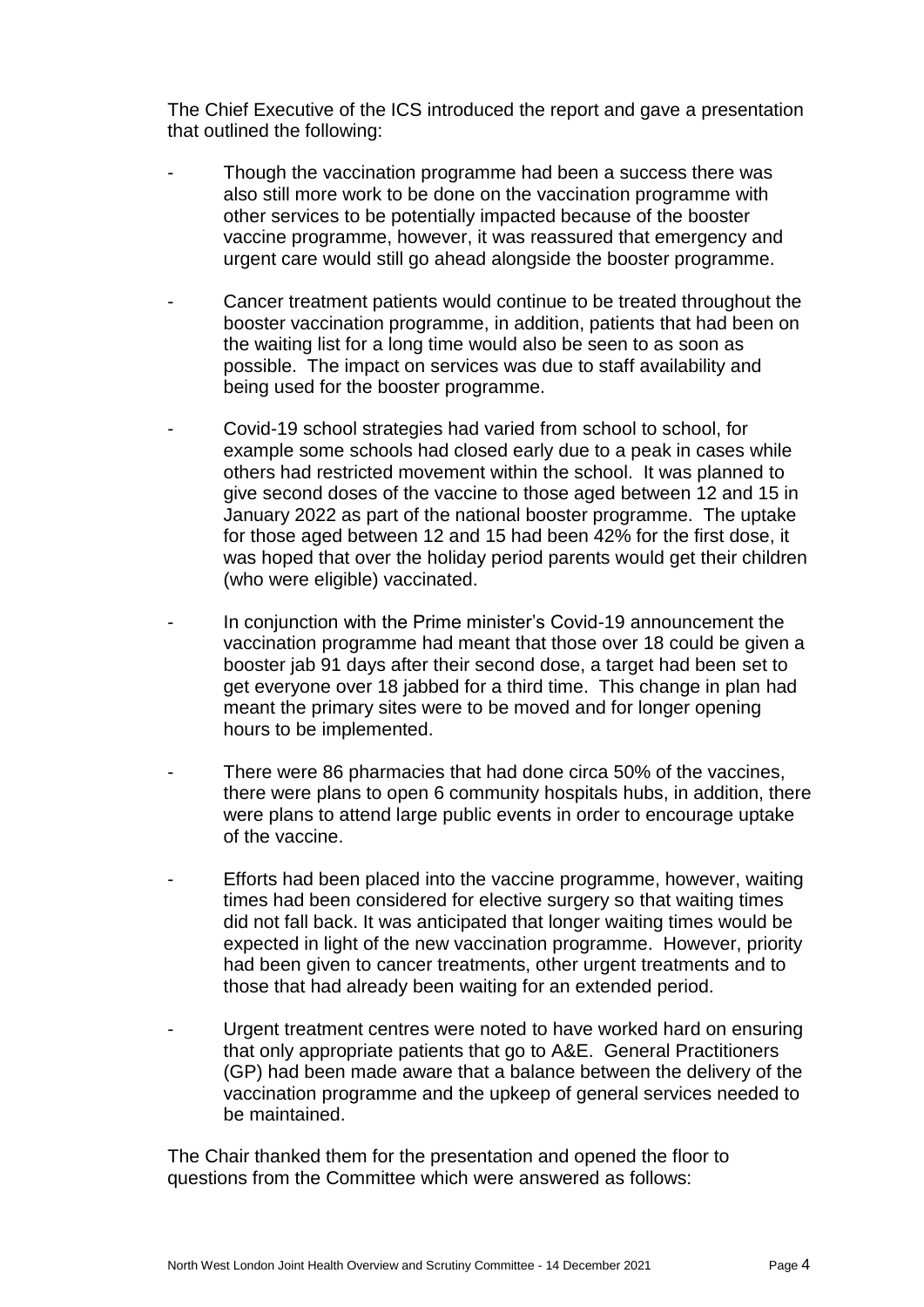The Chief Executive of the ICS introduced the report and gave a presentation that outlined the following:

- Though the vaccination programme had been a success there was also still more work to be done on the vaccination programme with other services to be potentially impacted because of the booster vaccine programme, however, it was reassured that emergency and urgent care would still go ahead alongside the booster programme.
- Cancer treatment patients would continue to be treated throughout the booster vaccination programme, in addition, patients that had been on the waiting list for a long time would also be seen to as soon as possible. The impact on services was due to staff availability and being used for the booster programme.
- Covid-19 school strategies had varied from school to school, for example some schools had closed early due to a peak in cases while others had restricted movement within the school. It was planned to give second doses of the vaccine to those aged between 12 and 15 in January 2022 as part of the national booster programme. The uptake for those aged between 12 and 15 had been 42% for the first dose, it was hoped that over the holiday period parents would get their children (who were eligible) vaccinated.
- In conjunction with the Prime minister's Covid-19 announcement the vaccination programme had meant that those over 18 could be given a booster jab 91 days after their second dose, a target had been set to get everyone over 18 jabbed for a third time. This change in plan had meant the primary sites were to be moved and for longer opening hours to be implemented.
- There were 86 pharmacies that had done circa 50% of the vaccines, there were plans to open 6 community hospitals hubs, in addition, there were plans to attend large public events in order to encourage uptake of the vaccine.
- Efforts had been placed into the vaccine programme, however, waiting times had been considered for elective surgery so that waiting times did not fall back. It was anticipated that longer waiting times would be expected in light of the new vaccination programme. However, priority had been given to cancer treatments, other urgent treatments and to those that had already been waiting for an extended period.
- Urgent treatment centres were noted to have worked hard on ensuring that only appropriate patients that go to A&E. General Practitioners (GP) had been made aware that a balance between the delivery of the vaccination programme and the upkeep of general services needed to be maintained.

The Chair thanked them for the presentation and opened the floor to questions from the Committee which were answered as follows: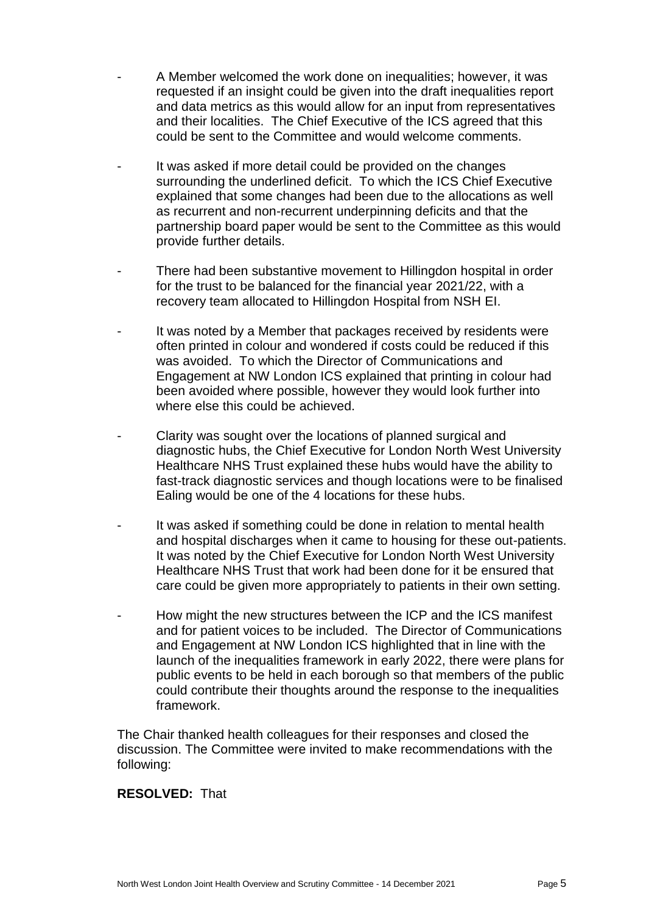- A Member welcomed the work done on inequalities; however, it was requested if an insight could be given into the draft inequalities report and data metrics as this would allow for an input from representatives and their localities. The Chief Executive of the ICS agreed that this could be sent to the Committee and would welcome comments.

- It was asked if more detail could be provided on the changes surrounding the underlined deficit. To which the ICS Chief Executive explained that some changes had been due to the allocations as well as recurrent and non-recurrent underpinning deficits and that the partnership board paper would be sent to the Committee as this would provide further details.

- There had been substantive movement to Hillingdon hospital in order for the trust to be balanced for the financial year 2021/22, with a recovery team allocated to Hillingdon Hospital from NSH EI.

- It was noted by a Member that packages received by residents were often printed in colour and wondered if costs could be reduced if this was avoided. To which the Director of Communications and Engagement at NW London ICS explained that printing in colour had been avoided where possible, however they would look further into where else this could be achieved.

- Clarity was sought over the locations of planned surgical and diagnostic hubs, the Chief Executive for London North West University Healthcare NHS Trust explained these hubs would have the ability to fast-track diagnostic services and though locations were to be finalised Ealing would be one of the 4 locations for these hubs.

- It was asked if something could be done in relation to mental health and hospital discharges when it came to housing for these out-patients. It was noted by the Chief Executive for London North West University Healthcare NHS Trust that work had been done for it be ensured that care could be given more appropriately to patients in their own setting.

- How might the new structures between the ICP and the ICS manifest and for patient voices to be included. The Director of Communications and Engagement at NW London ICS highlighted that in line with the launch of the inequalities framework in early 2022, there were plans for public events to be held in each borough so that members of the public could contribute their thoughts around the response to the inequalities framework.

The Chair thanked health colleagues for their responses and closed the discussion. The Committee were invited to make recommendations with the following:

**RESOLVED:** That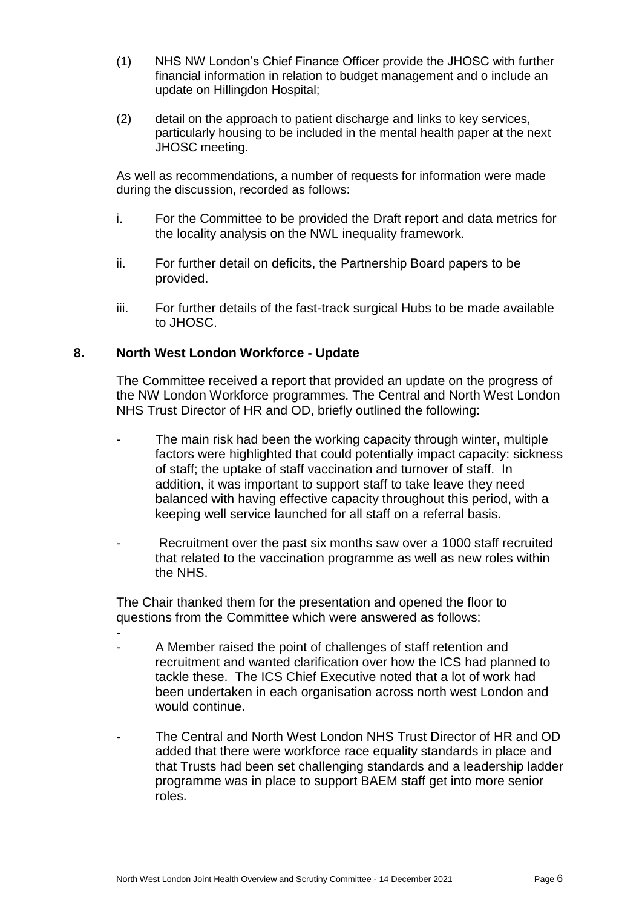(1) NHS NW London's Chief Finance Officer provide the JHOSC with further financial information in relation to budget management and o include an update on Hillingdon Hospital;

(2) detail on the approach to patient discharge and links to key services, particularly housing to be included in the mental health paper at the next JHOSC meeting.

As well as recommendations, a number of requests for information were made during the discussion, recorded as follows:

i. For the Committee to be provided the Draft report and data metrics for the locality analysis on the NWL inequality framework.

ii. For further detail on deficits, the Partnership Board papers to be provided.

iii. For further details of the fast-track surgical Hubs to be made available to JHOSC.

## 8. North West London Workforce - Update

The Committee received a report that provided an update on the progress of the NW London Workforce programmes. The Central and North West London NHS Trust Director of HR and OD, briefly outlined the following:

- The main risk had been the working capacity through winter, multiple factors were highlighted that could potentially impact capacity: sickness of staff; the uptake of staff vaccination and turnover of staff. In addition, it was important to support staff to take leave they need balanced with having effective capacity throughout this period, with a keeping well service launched for all staff on a referral basis.

- Recruitment over the past six months saw over a 1000 staff recruited that related to the vaccination programme as well as new roles within the NHS.

The Chair thanked them for the presentation and opened the floor to questions from the Committee which were answered as follows:

-
- A Member raised the point of challenges of staff retention and recruitment and wanted clarification over how the ICS had planned to tackle these. The ICS Chief Executive noted that a lot of work had been undertaken in each organisation across north west London and would continue.

- The Central and North West London NHS Trust Director of HR and OD added that there were workforce race equality standards in place and that Trusts had been set challenging standards and a leadership ladder programme was in place to support BAEM staff get into more senior roles.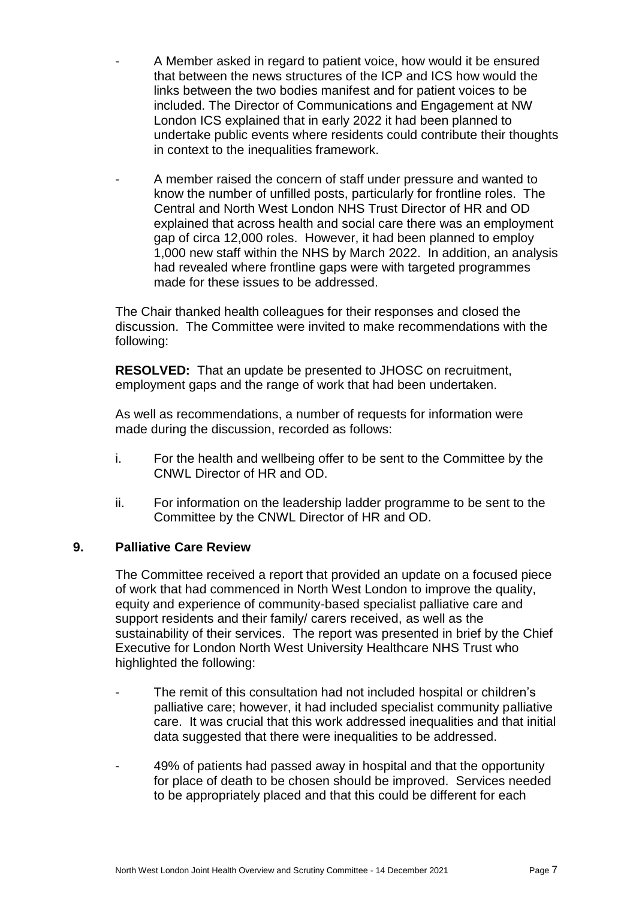- A Member asked in regard to patient voice, how would it be ensured that between the news structures of the ICP and ICS how would the links between the two bodies manifest and for patient voices to be included. The Director of Communications and Engagement at NW London ICS explained that in early 2022 it had been planned to undertake public events where residents could contribute their thoughts in context to the inequalities framework.

- A member raised the concern of staff under pressure and wanted to know the number of unfilled posts, particularly for frontline roles. The Central and North West London NHS Trust Director of HR and OD explained that across health and social care there was an employment gap of circa 12,000 roles. However, it had been planned to employ 1,000 new staff within the NHS by March 2022. In addition, an analysis had revealed where frontline gaps were with targeted programmes made for these issues to be addressed.

The Chair thanked health colleagues for their responses and closed the discussion. The Committee were invited to make recommendations with the following:

**RESOLVED:** That an update be presented to JHOSC on recruitment, employment gaps and the range of work that had been undertaken.

As well as recommendations, a number of requests for information were made during the discussion, recorded as follows:

i. For the health and wellbeing offer to be sent to the Committee by the CNWL Director of HR and OD.

ii. For information on the leadership ladder programme to be sent to the Committee by the CNWL Director of HR and OD.

## 9. Palliative Care Review

The Committee received a report that provided an update on a focused piece of work that had commenced in North West London to improve the quality, equity and experience of community-based specialist palliative care and support residents and their family/ carers received, as well as the sustainability of their services. The report was presented in brief by the Chief Executive for London North West University Healthcare NHS Trust who highlighted the following:

- The remit of this consultation had not included hospital or children's palliative care; however, it had included specialist community palliative care. It was crucial that this work addressed inequalities and that initial data suggested that there were inequalities to be addressed.

- 49% of patients had passed away in hospital and that the opportunity for place of death to be chosen should be improved. Services needed to be appropriately placed and that this could be different for each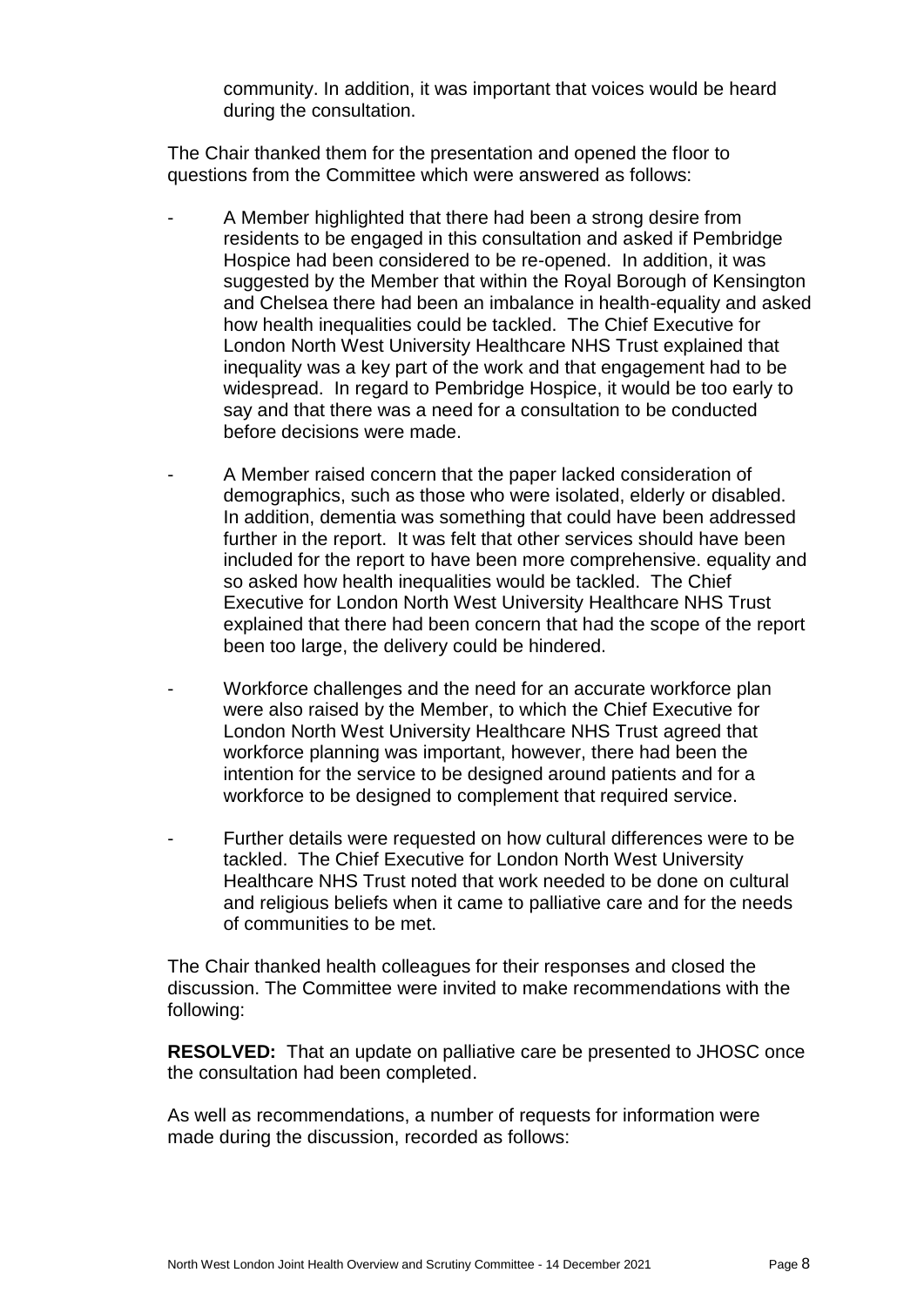community. In addition, it was important that voices would be heard during the consultation.

The Chair thanked them for the presentation and opened the floor to questions from the Committee which were answered as follows:

- A Member highlighted that there had been a strong desire from residents to be engaged in this consultation and asked if Pembridge Hospice had been considered to be re-opened. In addition, it was suggested by the Member that within the Royal Borough of Kensington and Chelsea there had been an imbalance in health-equality and asked how health inequalities could be tackled. The Chief Executive for London North West University Healthcare NHS Trust explained that inequality was a key part of the work and that engagement had to be widespread. In regard to Pembridge Hospice, it would be too early to say and that there was a need for a consultation to be conducted before decisions were made.

- A Member raised concern that the paper lacked consideration of demographics, such as those who were isolated, elderly or disabled. In addition, dementia was something that could have been addressed further in the report. It was felt that other services should have been included for the report to have been more comprehensive. equality and so asked how health inequalities would be tackled. The Chief Executive for London North West University Healthcare NHS Trust explained that there had been concern that had the scope of the report been too large, the delivery could be hindered.

- Workforce challenges and the need for an accurate workforce plan were also raised by the Member, to which the Chief Executive for London North West University Healthcare NHS Trust agreed that workforce planning was important, however, there had been the intention for the service to be designed around patients and for a workforce to be designed to complement that required service.

- Further details were requested on how cultural differences were to be tackled. The Chief Executive for London North West University Healthcare NHS Trust noted that work needed to be done on cultural and religious beliefs when it came to palliative care and for the needs of communities to be met.

The Chair thanked health colleagues for their responses and closed the discussion. The Committee were invited to make recommendations with the following:

**RESOLVED:** That an update on palliative care be presented to JHOSC once the consultation had been completed.

As well as recommendations, a number of requests for information were made during the discussion, recorded as follows: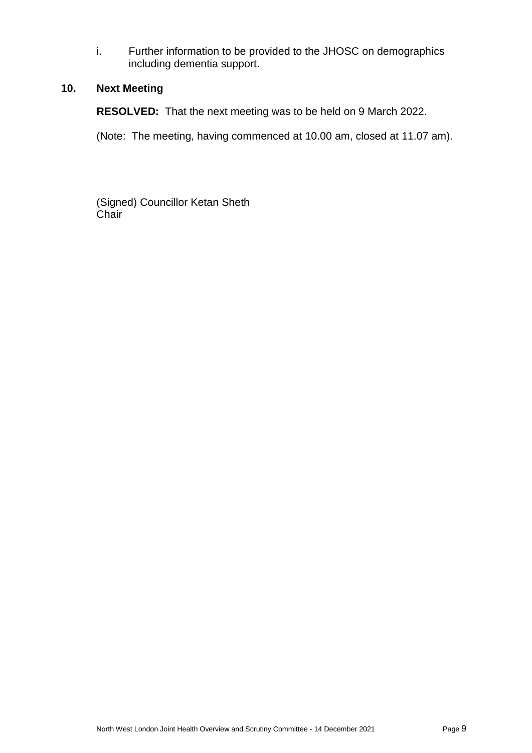i. Further information to be provided to the JHOSC on demographics including dementia support.

## 10. Next Meeting

**RESOLVED:** That the next meeting was to be held on 9 March 2022.

(Note: The meeting, having commenced at 10.00 am, closed at 11.07 am).

(Signed) Councillor Ketan Sheth
Chair